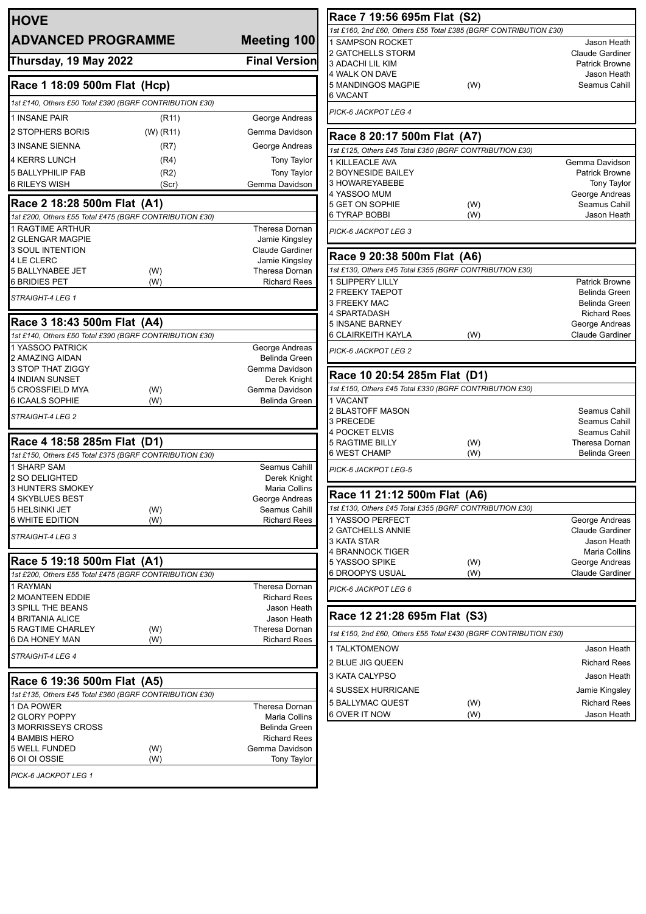# HOVE

## ADVANCED PROGRAMME — Meeting 100

**Thursday, 19 May 2022 — Final Version**

### Race 1 18:09 500m Flat (Hcp)

*1st £140, Others £50 Total £390 (BGRF CONTRIBUTION £30)*

| | | |
|---|---|---|
| 1 INSANE PAIR | (R11) | George Andreas |
| 2 STOPHERS BORIS | (W) (R11) | Gemma Davidson |
| 3 INSANE SIENNA | (R7) | George Andreas |
| 4 KERRS LUNCH | (R4) | Tony Taylor |
| 5 BALLYPHILIP FAB | (R2) | Tony Taylor |
| 6 RILEYS WISH | (Scr) | Gemma Davidson |

### Race 2 18:28 500m Flat (A1)

*1st £200, Others £55 Total £475 (BGRF CONTRIBUTION £30)*

| | | |
|---|---|---|
| 1 RAGTIME ARTHUR | | Theresa Dornan |
| 2 GLENGAR MAGPIE | | Jamie Kingsley |
| 3 SOUL INTENTION | | Claude Gardiner |
| 4 LE CLERC | | Jamie Kingsley |
| 5 BALLYNABEE JET | (W) | Theresa Dornan |
| 6 BRIDIES PET | (W) | Richard Rees |

*STRAIGHT-4 LEG 1*

### Race 3 18:43 500m Flat (A4)

*1st £140, Others £50 Total £390 (BGRF CONTRIBUTION £30)*

| | | |
|---|---|---|
| 1 YASSOO PATRICK | | George Andreas |
| 2 AMAZING AIDAN | | Belinda Green |
| 3 STOP THAT ZIGGY | | Gemma Davidson |
| 4 INDIAN SUNSET | | Derek Knight |
| 5 CROSSFIELD MYA | (W) | Gemma Davidson |
| 6 ICAALS SOPHIE | (W) | Belinda Green |

*STRAIGHT-4 LEG 2*

### Race 4 18:58 285m Flat (D1)

*1st £150, Others £45 Total £375 (BGRF CONTRIBUTION £30)*

| | | |
|---|---|---|
| 1 SHARP SAM | | Seamus Cahill |
| 2 SO DELIGHTED | | Derek Knight |
| 3 HUNTERS SMOKEY | | Maria Collins |
| 4 SKYBLUES BEST | | George Andreas |
| 5 HELSINKI JET | (W) | Seamus Cahill |
| 6 WHITE EDITION | (W) | Richard Rees |

*STRAIGHT-4 LEG 3*

### Race 5 19:18 500m Flat (A1)

*1st £200, Others £55 Total £475 (BGRF CONTRIBUTION £30)*

| | | |
|---|---|---|
| 1 RAYMAN | | Theresa Dornan |
| 2 MOANTEEN EDDIE | | Richard Rees |
| 3 SPILL THE BEANS | | Jason Heath |
| 4 BRITANIA ALICE | | Jason Heath |
| 5 RAGTIME CHARLEY | (W) | Theresa Dornan |
| 6 DA HONEY MAN | (W) | Richard Rees |

*STRAIGHT-4 LEG 4*

### Race 6 19:36 500m Flat (A5)

*1st £135, Others £45 Total £360 (BGRF CONTRIBUTION £30)*

| | | |
|---|---|---|
| 1 DA POWER | | Theresa Dornan |
| 2 GLORY POPPY | | Maria Collins |
| 3 MORRISSEYS CROSS | | Belinda Green |
| 4 BAMBIS HERO | | Richard Rees |
| 5 WELL FUNDED | (W) | Gemma Davidson |
| 6 OI OI OSSIE | (W) | Tony Taylor |

*PICK-6 JACKPOT LEG 1*

### Race 7 19:56 695m Flat (S2)

*1st £160, 2nd £60, Others £55 Total £385 (BGRF CONTRIBUTION £30)*

| | | |
|---|---|---|
| 1 SAMPSON ROCKET | | Jason Heath |
| 2 GATCHELLS STORM | | Claude Gardiner |
| 3 ADACHI LIL KIM | | Patrick Browne |
| 4 WALK ON DAVE | | Jason Heath |
| 5 MANDINGOS MAGPIE | (W) | Seamus Cahill |
| 6 VACANT | | |

*PICK-6 JACKPOT LEG 4*

### Race 8 20:17 500m Flat (A7)

*1st £125, Others £45 Total £350 (BGRF CONTRIBUTION £30)*

| | | |
|---|---|---|
| 1 KILLEACLE AVA | | Gemma Davidson |
| 2 BOYNESIDE BAILEY | | Patrick Browne |
| 3 HOWAREYABEBE | | Tony Taylor |
| 4 YASSOO MUM | | George Andreas |
| 5 GET ON SOPHIE | (W) | Seamus Cahill |
| 6 TYRAP BOBBI | (W) | Jason Heath |

*PICK-6 JACKPOT LEG 3*

### Race 9 20:38 500m Flat (A6)

*1st £130, Others £45 Total £355 (BGRF CONTRIBUTION £30)*

| | | |
|---|---|---|
| 1 SLIPPERY LILLY | | Patrick Browne |
| 2 FREEKY TAEPOT | | Belinda Green |
| 3 FREEKY MAC | | Belinda Green |
| 4 SPARTADASH | | Richard Rees |
| 5 INSANE BARNEY | | George Andreas |
| 6 CLAIRKEITH KAYLA | (W) | Claude Gardiner |

*PICK-6 JACKPOT LEG 2*

### Race 10 20:54 285m Flat (D1)

*1st £150, Others £45 Total £330 (BGRF CONTRIBUTION £30)*

| | | |
|---|---|---|
| 1 VACANT | | |
| 2 BLASTOFF MASON | | Seamus Cahill |
| 3 PRECEDE | | Seamus Cahill |
| 4 POCKET ELVIS | | Seamus Cahill |
| 5 RAGTIME BILLY | (W) | Theresa Dornan |
| 6 WEST CHAMP | (W) | Belinda Green |

*PICK-6 JACKPOT LEG-5*

### Race 11 21:12 500m Flat (A6)

*1st £130, Others £45 Total £355 (BGRF CONTRIBUTION £30)*

| | | |
|---|---|---|
| 1 YASSOO PERFECT | | George Andreas |
| 2 GATCHELLS ANNIE | | Claude Gardiner |
| 3 KATA STAR | | Jason Heath |
| 4 BRANNOCK TIGER | | Maria Collins |
| 5 YASSOO SPIKE | (W) | George Andreas |
| 6 DROOPYS USUAL | (W) | Claude Gardiner |

*PICK-6 JACKPOT LEG 6*

### Race 12 21:28 695m Flat (S3)

*1st £150, 2nd £60, Others £55 Total £430 (BGRF CONTRIBUTION £30)*

| | | |
|---|---|---|
| 1 TALKTOMENOW | | Jason Heath |
| 2 BLUE JIG QUEEN | | Richard Rees |
| 3 KATA CALYPSO | | Jason Heath |
| 4 SUSSEX HURRICANE | | Jamie Kingsley |
| 5 BALLYMAC QUEST | (W) | Richard Rees |
| 6 OVER IT NOW | (W) | Jason Heath |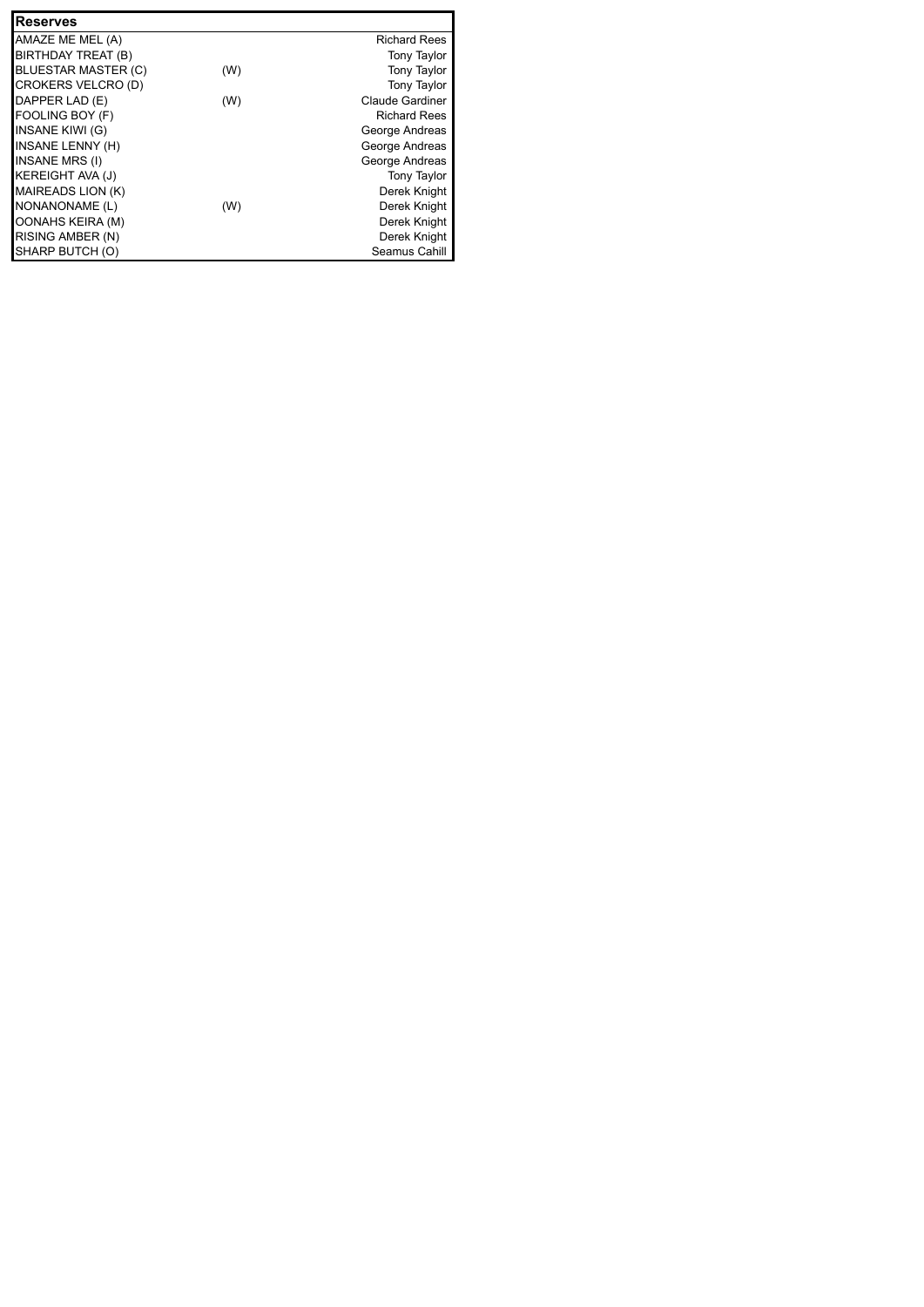| Reserves | | |
|---|---|---|
| AMAZE ME MEL (A) | | Richard Rees |
| BIRTHDAY TREAT (B) | | Tony Taylor |
| BLUESTAR MASTER (C) | (W) | Tony Taylor |
| CROKERS VELCRO (D) | | Tony Taylor |
| DAPPER LAD (E) | (W) | Claude Gardiner |
| FOOLING BOY (F) | | Richard Rees |
| INSANE KIWI (G) | | George Andreas |
| INSANE LENNY (H) | | George Andreas |
| INSANE MRS (I) | | George Andreas |
| KEREIGHT AVA (J) | | Tony Taylor |
| MAIREADS LION (K) | | Derek Knight |
| NONANONAME (L) | (W) | Derek Knight |
| OONAHS KEIRA (M) | | Derek Knight |
| RISING AMBER (N) | | Derek Knight |
| SHARP BUTCH (O) | | Seamus Cahill |